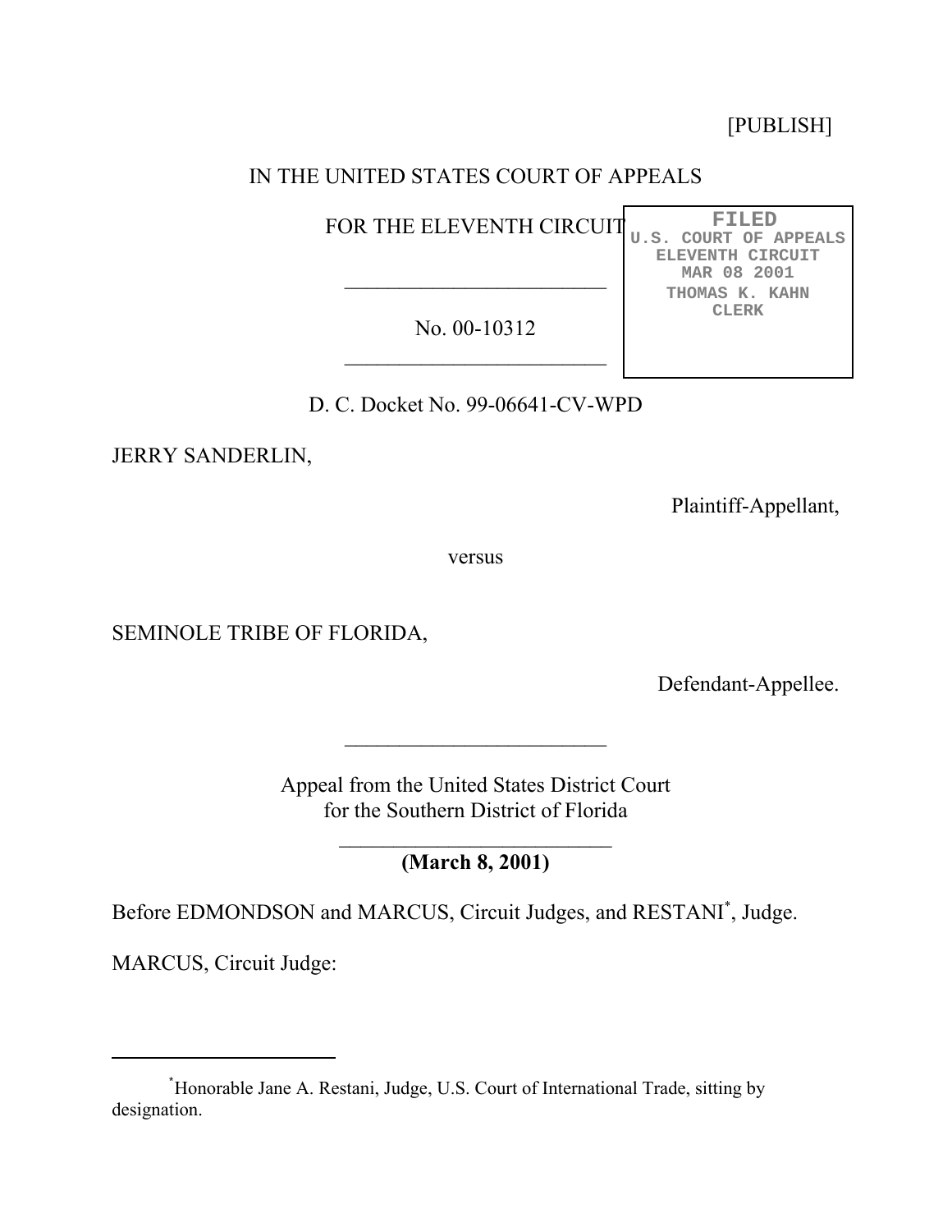[PUBLISH]

IN THE UNITED STATES COURT OF APPEALS

FOR THE ELEVENTH CIRCUIT

FILED
U.S. COURT OF APPEALS
ELEVENTH CIRCUIT
MAR 08 2001
THOMAS K. KAHN
CLERK

---

No. 00-10312

---

D. C. Docket No. 99-06641-CV-WPD

JERRY SANDERLIN,

Plaintiff-Appellant,

versus

SEMINOLE TRIBE OF FLORIDA,

Defendant-Appellee.

---

Appeal from the United States District Court
for the Southern District of Florida

---

**(March 8, 2001)**

Before EDMONDSON and MARCUS, Circuit Judges, and RESTANI[*], Judge.

MARCUS, Circuit Judge:

---

[*]Honorable Jane A. Restani, Judge, U.S. Court of International Trade, sitting by designation.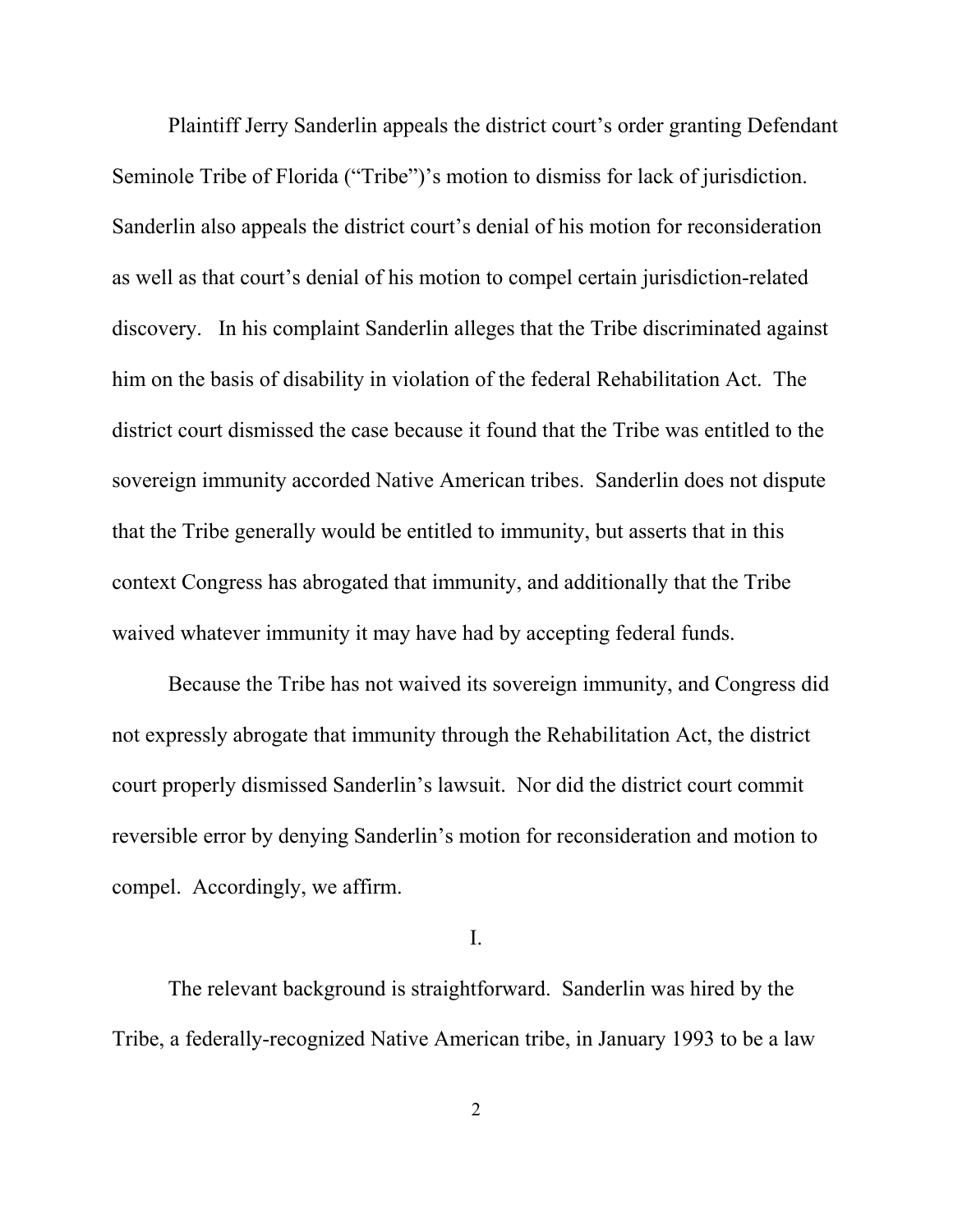Plaintiff Jerry Sanderlin appeals the district court's order granting Defendant Seminole Tribe of Florida ("Tribe")'s motion to dismiss for lack of jurisdiction. Sanderlin also appeals the district court's denial of his motion for reconsideration as well as that court's denial of his motion to compel certain jurisdiction-related discovery. In his complaint Sanderlin alleges that the Tribe discriminated against him on the basis of disability in violation of the federal Rehabilitation Act. The district court dismissed the case because it found that the Tribe was entitled to the sovereign immunity accorded Native American tribes. Sanderlin does not dispute that the Tribe generally would be entitled to immunity, but asserts that in this context Congress has abrogated that immunity, and additionally that the Tribe waived whatever immunity it may have had by accepting federal funds.

Because the Tribe has not waived its sovereign immunity, and Congress did not expressly abrogate that immunity through the Rehabilitation Act, the district court properly dismissed Sanderlin's lawsuit. Nor did the district court commit reversible error by denying Sanderlin's motion for reconsideration and motion to compel. Accordingly, we affirm.

## I.

The relevant background is straightforward. Sanderlin was hired by the Tribe, a federally-recognized Native American tribe, in January 1993 to be a law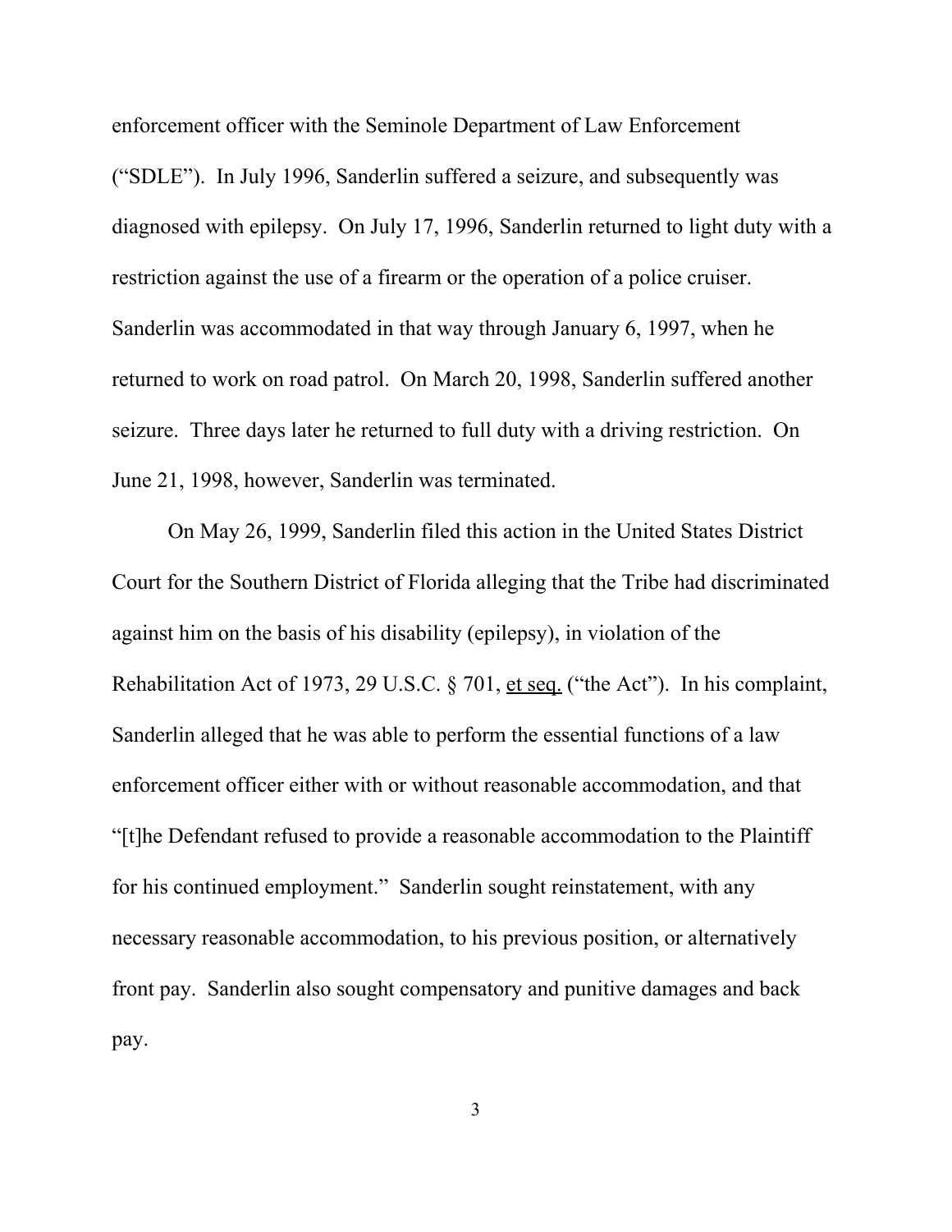enforcement officer with the Seminole Department of Law Enforcement ("SDLE"). In July 1996, Sanderlin suffered a seizure, and subsequently was diagnosed with epilepsy. On July 17, 1996, Sanderlin returned to light duty with a restriction against the use of a firearm or the operation of a police cruiser. Sanderlin was accommodated in that way through January 6, 1997, when he returned to work on road patrol. On March 20, 1998, Sanderlin suffered another seizure. Three days later he returned to full duty with a driving restriction. On June 21, 1998, however, Sanderlin was terminated.

On May 26, 1999, Sanderlin filed this action in the United States District Court for the Southern District of Florida alleging that the Tribe had discriminated against him on the basis of his disability (epilepsy), in violation of the Rehabilitation Act of 1973, 29 U.S.C. § 701, et seq. ("the Act"). In his complaint, Sanderlin alleged that he was able to perform the essential functions of a law enforcement officer either with or without reasonable accommodation, and that "[t]he Defendant refused to provide a reasonable accommodation to the Plaintiff for his continued employment." Sanderlin sought reinstatement, with any necessary reasonable accommodation, to his previous position, or alternatively front pay. Sanderlin also sought compensatory and punitive damages and back pay.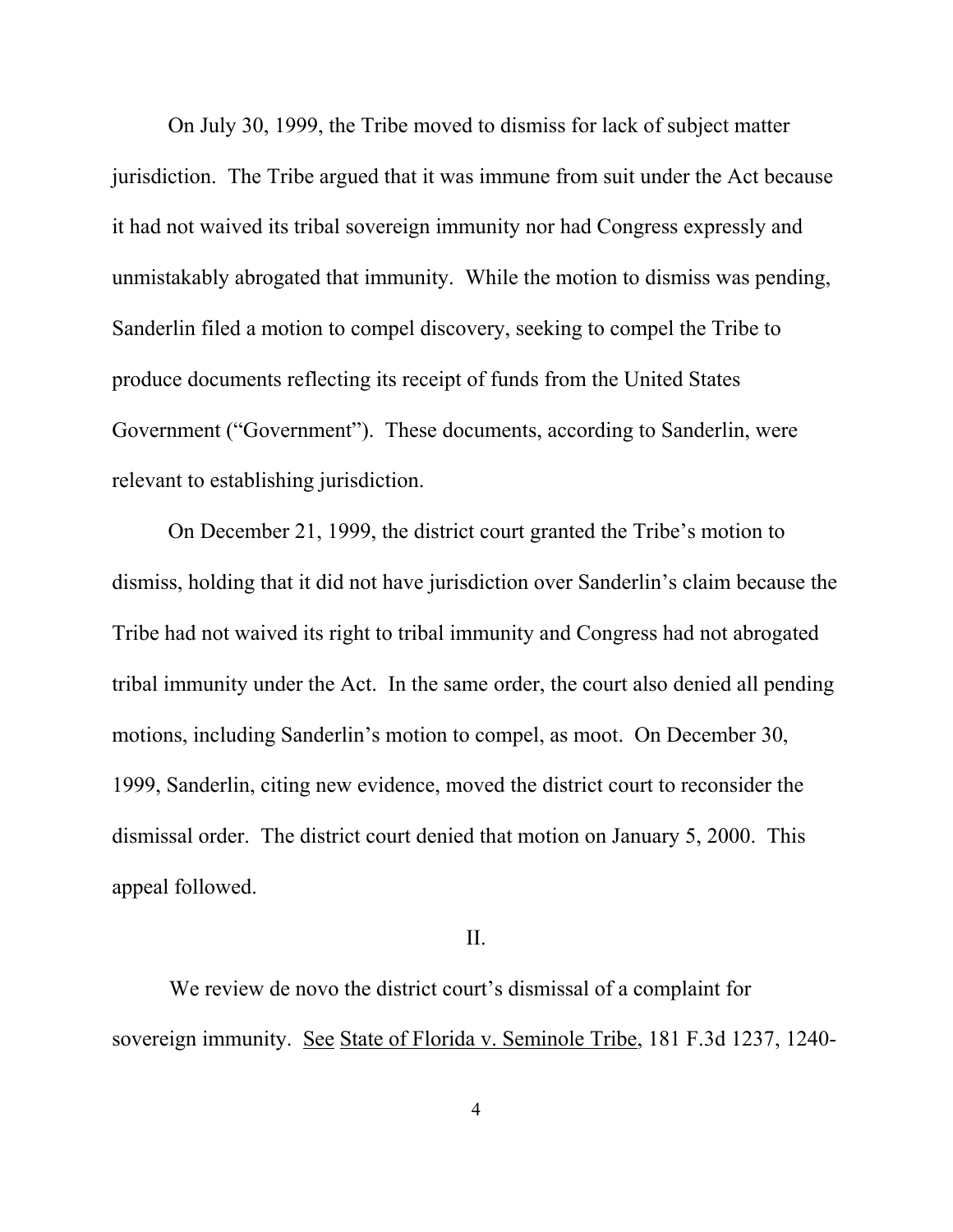On July 30, 1999, the Tribe moved to dismiss for lack of subject matter jurisdiction. The Tribe argued that it was immune from suit under the Act because it had not waived its tribal sovereign immunity nor had Congress expressly and unmistakably abrogated that immunity. While the motion to dismiss was pending, Sanderlin filed a motion to compel discovery, seeking to compel the Tribe to produce documents reflecting its receipt of funds from the United States Government ("Government"). These documents, according to Sanderlin, were relevant to establishing jurisdiction.

On December 21, 1999, the district court granted the Tribe's motion to dismiss, holding that it did not have jurisdiction over Sanderlin's claim because the Tribe had not waived its right to tribal immunity and Congress had not abrogated tribal immunity under the Act. In the same order, the court also denied all pending motions, including Sanderlin's motion to compel, as moot. On December 30, 1999, Sanderlin, citing new evidence, moved the district court to reconsider the dismissal order. The district court denied that motion on January 5, 2000. This appeal followed.

II.

We review de novo the district court's dismissal of a complaint for sovereign immunity. See State of Florida v. Seminole Tribe, 181 F.3d 1237, 1240-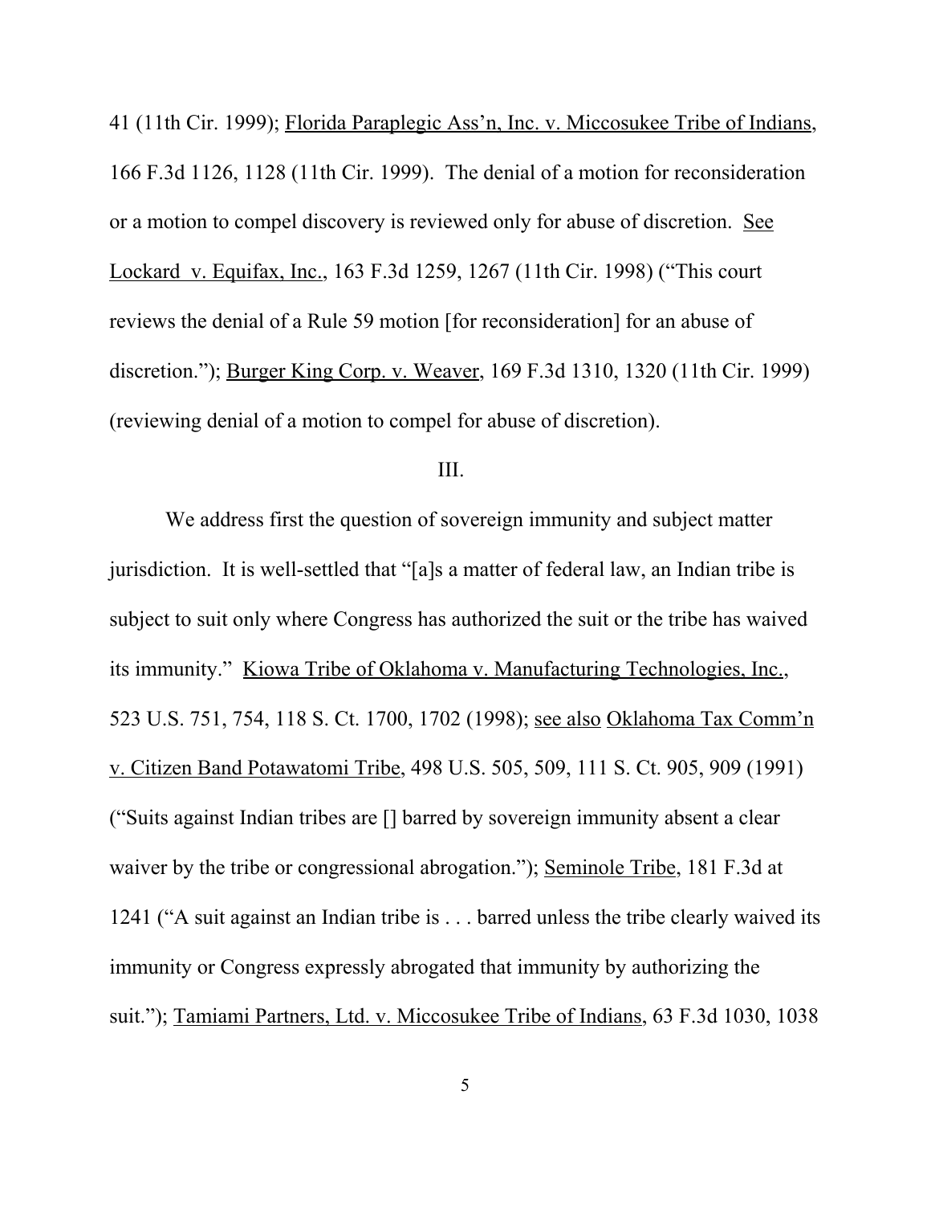41 (11th Cir. 1999); Florida Paraplegic Ass'n, Inc. v. Miccosukee Tribe of Indians, 166 F.3d 1126, 1128 (11th Cir. 1999). The denial of a motion for reconsideration or a motion to compel discovery is reviewed only for abuse of discretion. See Lockard v. Equifax, Inc., 163 F.3d 1259, 1267 (11th Cir. 1998) ("This court reviews the denial of a Rule 59 motion [for reconsideration] for an abuse of discretion."); Burger King Corp. v. Weaver, 169 F.3d 1310, 1320 (11th Cir. 1999) (reviewing denial of a motion to compel for abuse of discretion).

III.

We address first the question of sovereign immunity and subject matter jurisdiction. It is well-settled that "[a]s a matter of federal law, an Indian tribe is subject to suit only where Congress has authorized the suit or the tribe has waived its immunity." Kiowa Tribe of Oklahoma v. Manufacturing Technologies, Inc., 523 U.S. 751, 754, 118 S. Ct. 1700, 1702 (1998); see also Oklahoma Tax Comm'n v. Citizen Band Potawatomi Tribe, 498 U.S. 505, 509, 111 S. Ct. 905, 909 (1991) ("Suits against Indian tribes are [] barred by sovereign immunity absent a clear waiver by the tribe or congressional abrogation."); Seminole Tribe, 181 F.3d at 1241 ("A suit against an Indian tribe is . . . barred unless the tribe clearly waived its immunity or Congress expressly abrogated that immunity by authorizing the suit."); Tamiami Partners, Ltd. v. Miccosukee Tribe of Indians, 63 F.3d 1030, 1038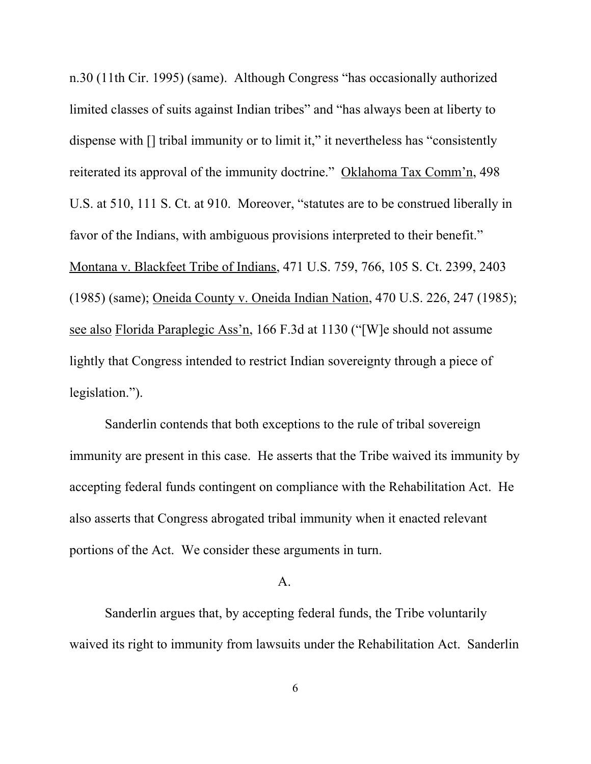n.30 (11th Cir. 1995) (same). Although Congress "has occasionally authorized limited classes of suits against Indian tribes" and "has always been at liberty to dispense with [] tribal immunity or to limit it," it nevertheless has "consistently reiterated its approval of the immunity doctrine." Oklahoma Tax Comm'n, 498 U.S. at 510, 111 S. Ct. at 910. Moreover, "statutes are to be construed liberally in favor of the Indians, with ambiguous provisions interpreted to their benefit." Montana v. Blackfeet Tribe of Indians, 471 U.S. 759, 766, 105 S. Ct. 2399, 2403 (1985) (same); Oneida County v. Oneida Indian Nation, 470 U.S. 226, 247 (1985); see also Florida Paraplegic Ass'n, 166 F.3d at 1130 ("[W]e should not assume lightly that Congress intended to restrict Indian sovereignty through a piece of legislation.").

Sanderlin contends that both exceptions to the rule of tribal sovereign immunity are present in this case. He asserts that the Tribe waived its immunity by accepting federal funds contingent on compliance with the Rehabilitation Act. He also asserts that Congress abrogated tribal immunity when it enacted relevant portions of the Act. We consider these arguments in turn.

A.

Sanderlin argues that, by accepting federal funds, the Tribe voluntarily waived its right to immunity from lawsuits under the Rehabilitation Act. Sanderlin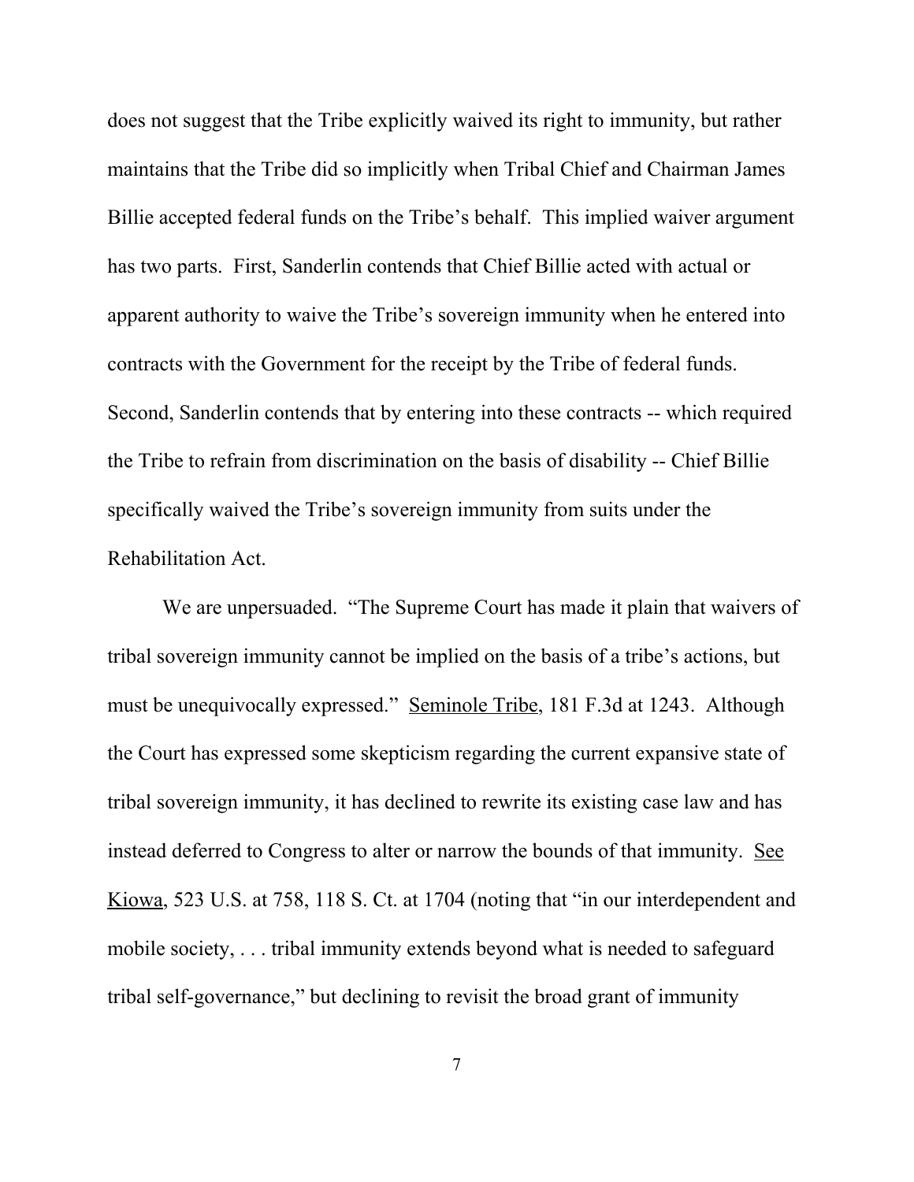does not suggest that the Tribe explicitly waived its right to immunity, but rather maintains that the Tribe did so implicitly when Tribal Chief and Chairman James Billie accepted federal funds on the Tribe's behalf. This implied waiver argument has two parts. First, Sanderlin contends that Chief Billie acted with actual or apparent authority to waive the Tribe's sovereign immunity when he entered into contracts with the Government for the receipt by the Tribe of federal funds. Second, Sanderlin contends that by entering into these contracts -- which required the Tribe to refrain from discrimination on the basis of disability -- Chief Billie specifically waived the Tribe's sovereign immunity from suits under the Rehabilitation Act.

We are unpersuaded. "The Supreme Court has made it plain that waivers of tribal sovereign immunity cannot be implied on the basis of a tribe's actions, but must be unequivocally expressed." Seminole Tribe, 181 F.3d at 1243. Although the Court has expressed some skepticism regarding the current expansive state of tribal sovereign immunity, it has declined to rewrite its existing case law and has instead deferred to Congress to alter or narrow the bounds of that immunity. See Kiowa, 523 U.S. at 758, 118 S. Ct. at 1704 (noting that "in our interdependent and mobile society, . . . tribal immunity extends beyond what is needed to safeguard tribal self-governance," but declining to revisit the broad grant of immunity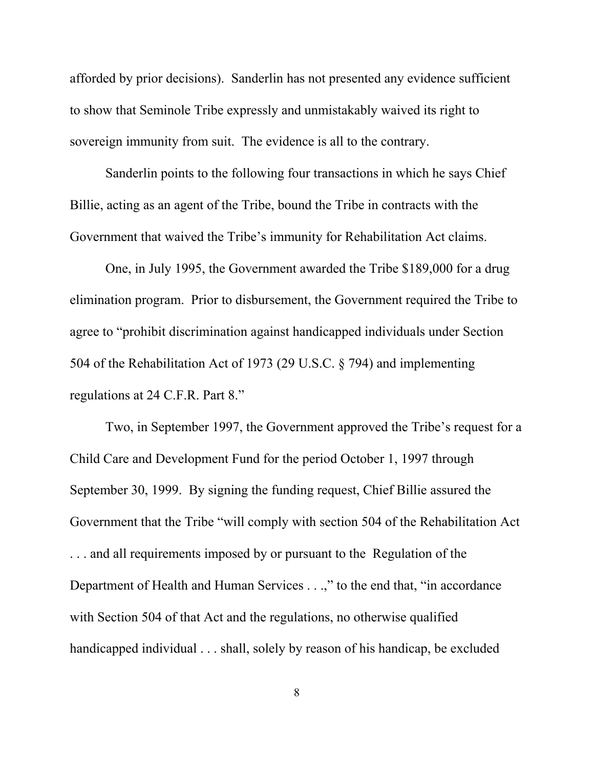afforded by prior decisions). Sanderlin has not presented any evidence sufficient to show that Seminole Tribe expressly and unmistakably waived its right to sovereign immunity from suit. The evidence is all to the contrary.

Sanderlin points to the following four transactions in which he says Chief Billie, acting as an agent of the Tribe, bound the Tribe in contracts with the Government that waived the Tribe's immunity for Rehabilitation Act claims.

One, in July 1995, the Government awarded the Tribe $189,000 for a drug elimination program. Prior to disbursement, the Government required the Tribe to agree to "prohibit discrimination against handicapped individuals under Section 504 of the Rehabilitation Act of 1973 (29 U.S.C. § 794) and implementing regulations at 24 C.F.R. Part 8."

Two, in September 1997, the Government approved the Tribe's request for a Child Care and Development Fund for the period October 1, 1997 through September 30, 1999. By signing the funding request, Chief Billie assured the Government that the Tribe "will comply with section 504 of the Rehabilitation Act . . . and all requirements imposed by or pursuant to the Regulation of the Department of Health and Human Services . . .," to the end that, "in accordance with Section 504 of that Act and the regulations, no otherwise qualified handicapped individual . . . shall, solely by reason of his handicap, be excluded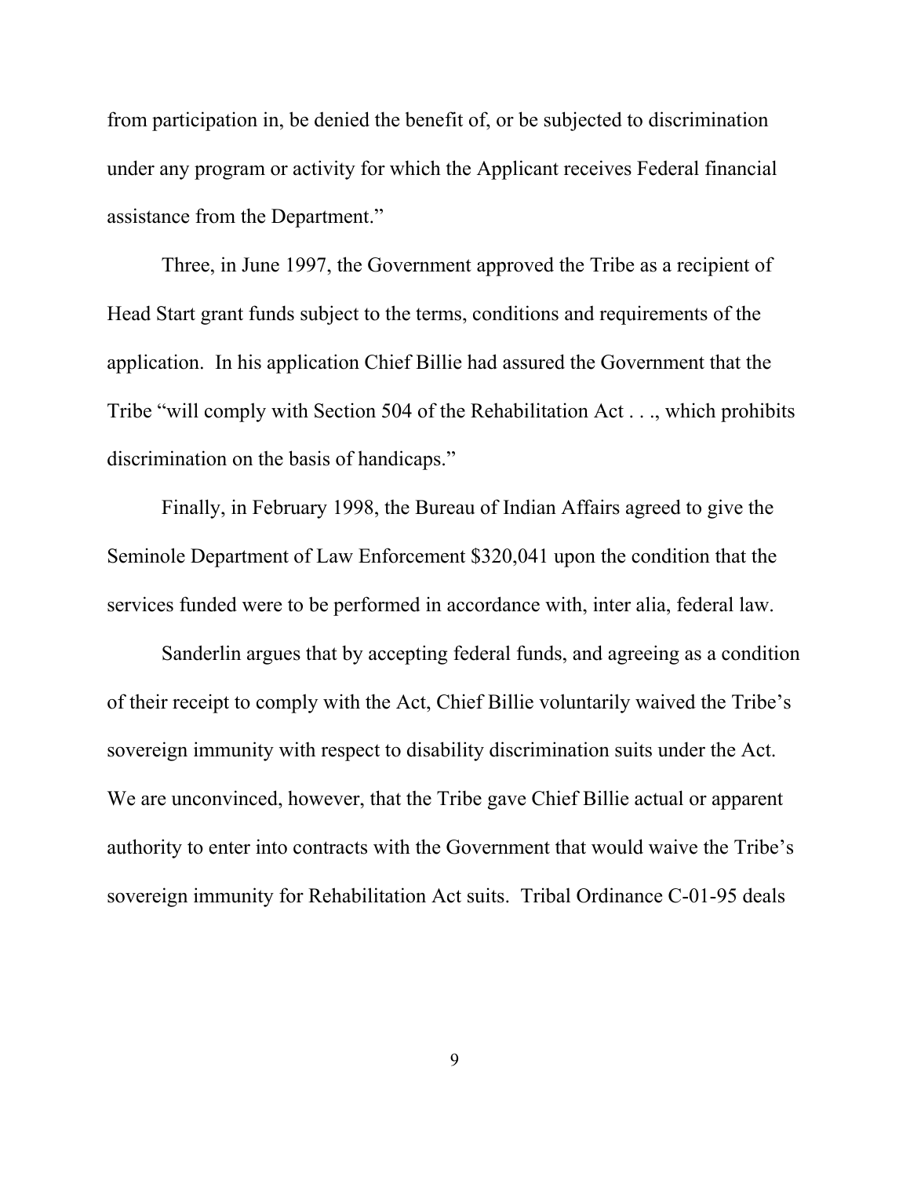from participation in, be denied the benefit of, or be subjected to discrimination under any program or activity for which the Applicant receives Federal financial assistance from the Department."

Three, in June 1997, the Government approved the Tribe as a recipient of Head Start grant funds subject to the terms, conditions and requirements of the application. In his application Chief Billie had assured the Government that the Tribe "will comply with Section 504 of the Rehabilitation Act . . ., which prohibits discrimination on the basis of handicaps."

Finally, in February 1998, the Bureau of Indian Affairs agreed to give the Seminole Department of Law Enforcement $320,041 upon the condition that the services funded were to be performed in accordance with, inter alia, federal law.

Sanderlin argues that by accepting federal funds, and agreeing as a condition of their receipt to comply with the Act, Chief Billie voluntarily waived the Tribe's sovereign immunity with respect to disability discrimination suits under the Act. We are unconvinced, however, that the Tribe gave Chief Billie actual or apparent authority to enter into contracts with the Government that would waive the Tribe's sovereign immunity for Rehabilitation Act suits. Tribal Ordinance C-01-95 deals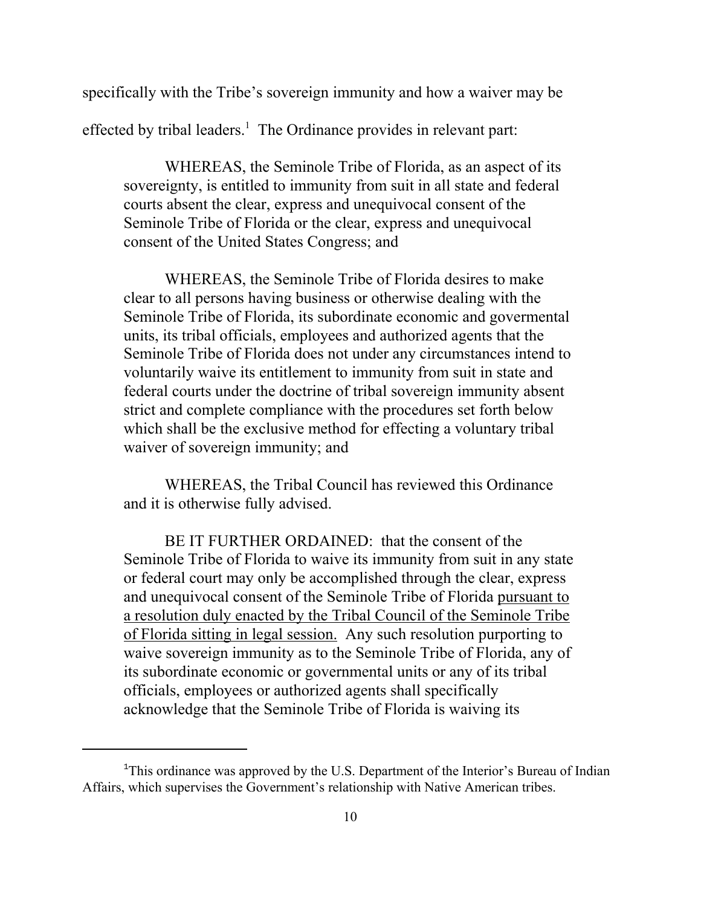specifically with the Tribe's sovereign immunity and how a waiver may be effected by tribal leaders.[1] The Ordinance provides in relevant part:

> WHEREAS, the Seminole Tribe of Florida, as an aspect of its sovereignty, is entitled to immunity from suit in all state and federal courts absent the clear, express and unequivocal consent of the Seminole Tribe of Florida or the clear, express and unequivocal consent of the United States Congress; and
>
> WHEREAS, the Seminole Tribe of Florida desires to make clear to all persons having business or otherwise dealing with the Seminole Tribe of Florida, its subordinate economic and govermental units, its tribal officials, employees and authorized agents that the Seminole Tribe of Florida does not under any circumstances intend to voluntarily waive its entitlement to immunity from suit in state and federal courts under the doctrine of tribal sovereign immunity absent strict and complete compliance with the procedures set forth below which shall be the exclusive method for effecting a voluntary tribal waiver of sovereign immunity; and
>
> WHEREAS, the Tribal Council has reviewed this Ordinance and it is otherwise fully advised.
>
> BE IT FURTHER ORDAINED: that the consent of the Seminole Tribe of Florida to waive its immunity from suit in any state or federal court may only be accomplished through the clear, express and unequivocal consent of the Seminole Tribe of Florida <u>pursuant to a resolution duly enacted by the Tribal Council of the Seminole Tribe of Florida sitting in legal session.</u> Any such resolution purporting to waive sovereign immunity as to the Seminole Tribe of Florida, any of its subordinate economic or governmental units or any of its tribal officials, employees or authorized agents shall specifically acknowledge that the Seminole Tribe of Florida is waiving its

---

[1] This ordinance was approved by the U.S. Department of the Interior's Bureau of Indian Affairs, which supervises the Government's relationship with Native American tribes.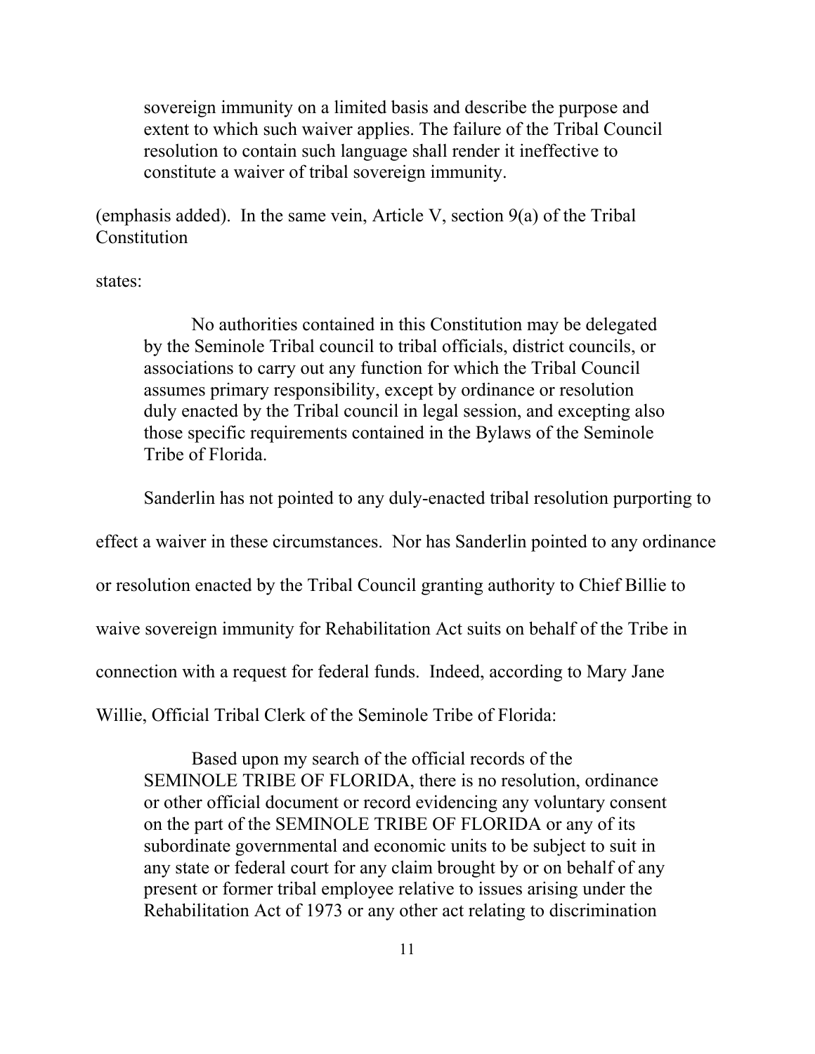> sovereign immunity on a limited basis and describe the purpose and extent to which such waiver applies. The failure of the Tribal Council resolution to contain such language shall render it ineffective to constitute a waiver of tribal sovereign immunity.

(emphasis added). In the same vein, Article V, section 9(a) of the Tribal Constitution

states:

> No authorities contained in this Constitution may be delegated by the Seminole Tribal council to tribal officials, district councils, or associations to carry out any function for which the Tribal Council assumes primary responsibility, except by ordinance or resolution duly enacted by the Tribal council in legal session, and excepting also those specific requirements contained in the Bylaws of the Seminole Tribe of Florida.

Sanderlin has not pointed to any duly-enacted tribal resolution purporting to effect a waiver in these circumstances. Nor has Sanderlin pointed to any ordinance or resolution enacted by the Tribal Council granting authority to Chief Billie to waive sovereign immunity for Rehabilitation Act suits on behalf of the Tribe in connection with a request for federal funds. Indeed, according to Mary Jane Willie, Official Tribal Clerk of the Seminole Tribe of Florida:

> Based upon my search of the official records of the SEMINOLE TRIBE OF FLORIDA, there is no resolution, ordinance or other official document or record evidencing any voluntary consent on the part of the SEMINOLE TRIBE OF FLORIDA or any of its subordinate governmental and economic units to be subject to suit in any state or federal court for any claim brought by or on behalf of any present or former tribal employee relative to issues arising under the Rehabilitation Act of 1973 or any other act relating to discrimination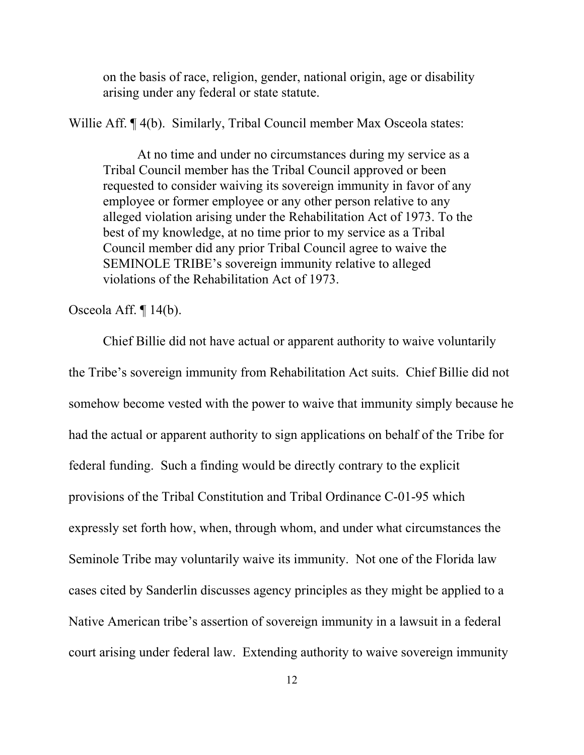> on the basis of race, religion, gender, national origin, age or disability arising under any federal or state statute.

Willie Aff. ¶ 4(b). Similarly, Tribal Council member Max Osceola states:

> At no time and under no circumstances during my service as a Tribal Council member has the Tribal Council approved or been requested to consider waiving its sovereign immunity in favor of any employee or former employee or any other person relative to any alleged violation arising under the Rehabilitation Act of 1973. To the best of my knowledge, at no time prior to my service as a Tribal Council member did any prior Tribal Council agree to waive the SEMINOLE TRIBE's sovereign immunity relative to alleged violations of the Rehabilitation Act of 1973.

Osceola Aff. ¶ 14(b).

Chief Billie did not have actual or apparent authority to waive voluntarily the Tribe's sovereign immunity from Rehabilitation Act suits. Chief Billie did not somehow become vested with the power to waive that immunity simply because he had the actual or apparent authority to sign applications on behalf of the Tribe for federal funding. Such a finding would be directly contrary to the explicit provisions of the Tribal Constitution and Tribal Ordinance C-01-95 which expressly set forth how, when, through whom, and under what circumstances the Seminole Tribe may voluntarily waive its immunity. Not one of the Florida law cases cited by Sanderlin discusses agency principles as they might be applied to a Native American tribe's assertion of sovereign immunity in a lawsuit in a federal court arising under federal law. Extending authority to waive sovereign immunity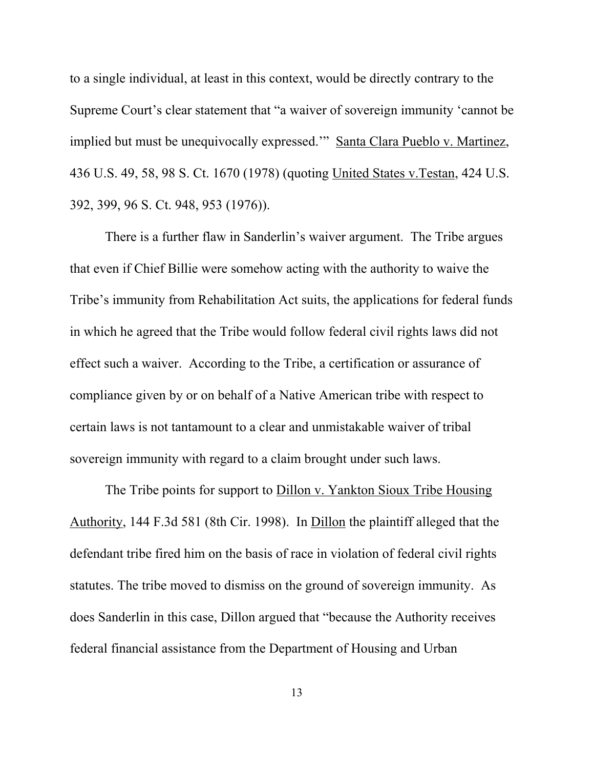to a single individual, at least in this context, would be directly contrary to the Supreme Court's clear statement that "a waiver of sovereign immunity 'cannot be implied but must be unequivocally expressed.'" Santa Clara Pueblo v. Martinez, 436 U.S. 49, 58, 98 S. Ct. 1670 (1978) (quoting United States v.Testan, 424 U.S. 392, 399, 96 S. Ct. 948, 953 (1976)).

There is a further flaw in Sanderlin's waiver argument. The Tribe argues that even if Chief Billie were somehow acting with the authority to waive the Tribe's immunity from Rehabilitation Act suits, the applications for federal funds in which he agreed that the Tribe would follow federal civil rights laws did not effect such a waiver. According to the Tribe, a certification or assurance of compliance given by or on behalf of a Native American tribe with respect to certain laws is not tantamount to a clear and unmistakable waiver of tribal sovereign immunity with regard to a claim brought under such laws.

The Tribe points for support to Dillon v. Yankton Sioux Tribe Housing Authority, 144 F.3d 581 (8th Cir. 1998). In Dillon the plaintiff alleged that the defendant tribe fired him on the basis of race in violation of federal civil rights statutes. The tribe moved to dismiss on the ground of sovereign immunity. As does Sanderlin in this case, Dillon argued that "because the Authority receives federal financial assistance from the Department of Housing and Urban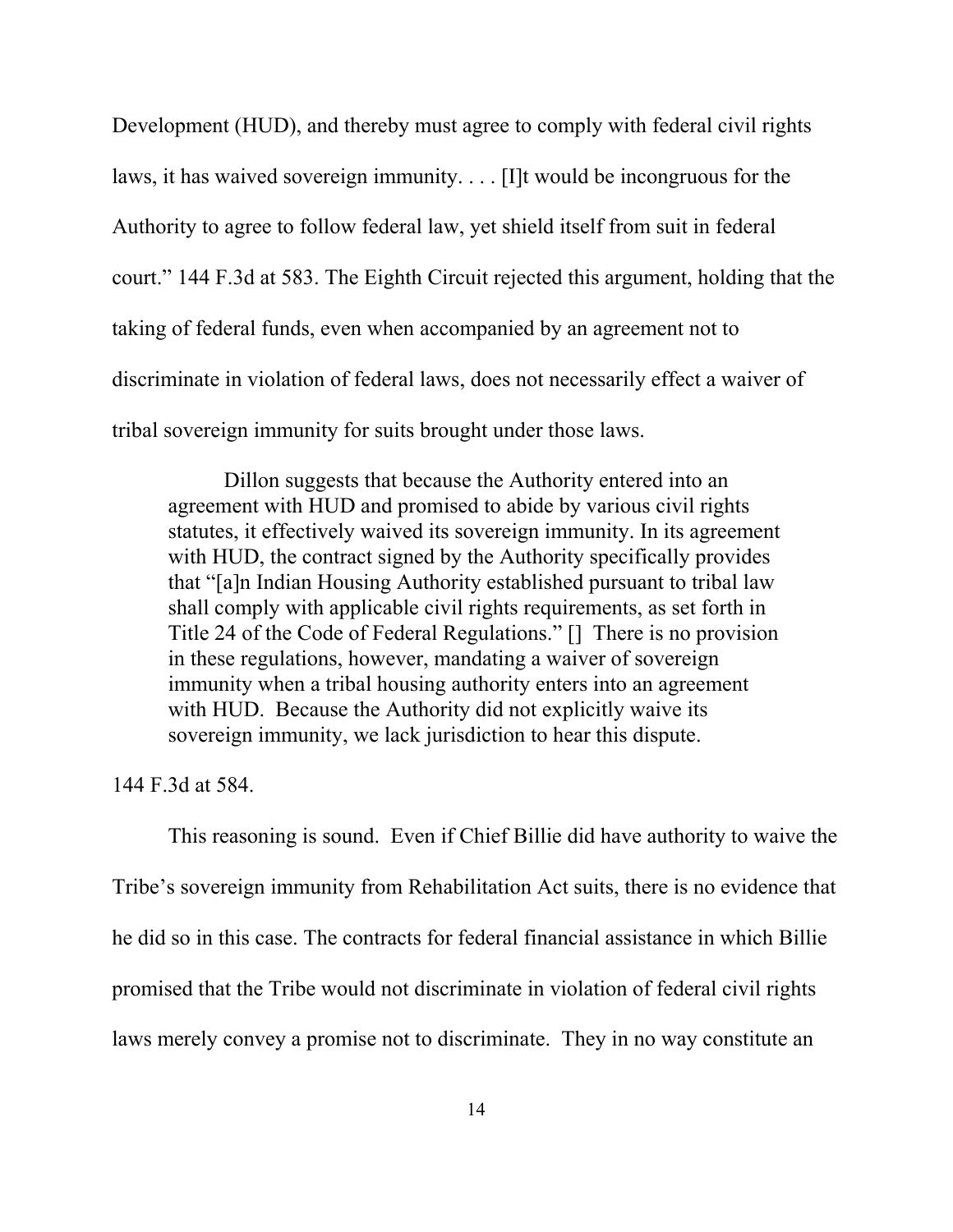Development (HUD), and thereby must agree to comply with federal civil rights laws, it has waived sovereign immunity. . . . [I]t would be incongruous for the Authority to agree to follow federal law, yet shield itself from suit in federal court." 144 F.3d at 583. The Eighth Circuit rejected this argument, holding that the taking of federal funds, even when accompanied by an agreement not to discriminate in violation of federal laws, does not necessarily effect a waiver of tribal sovereign immunity for suits brought under those laws.

> Dillon suggests that because the Authority entered into an agreement with HUD and promised to abide by various civil rights statutes, it effectively waived its sovereign immunity. In its agreement with HUD, the contract signed by the Authority specifically provides that "[a]n Indian Housing Authority established pursuant to tribal law shall comply with applicable civil rights requirements, as set forth in Title 24 of the Code of Federal Regulations." [] There is no provision in these regulations, however, mandating a waiver of sovereign immunity when a tribal housing authority enters into an agreement with HUD. Because the Authority did not explicitly waive its sovereign immunity, we lack jurisdiction to hear this dispute.

144 F.3d at 584.

This reasoning is sound. Even if Chief Billie did have authority to waive the Tribe's sovereign immunity from Rehabilitation Act suits, there is no evidence that he did so in this case. The contracts for federal financial assistance in which Billie promised that the Tribe would not discriminate in violation of federal civil rights laws merely convey a promise not to discriminate. They in no way constitute an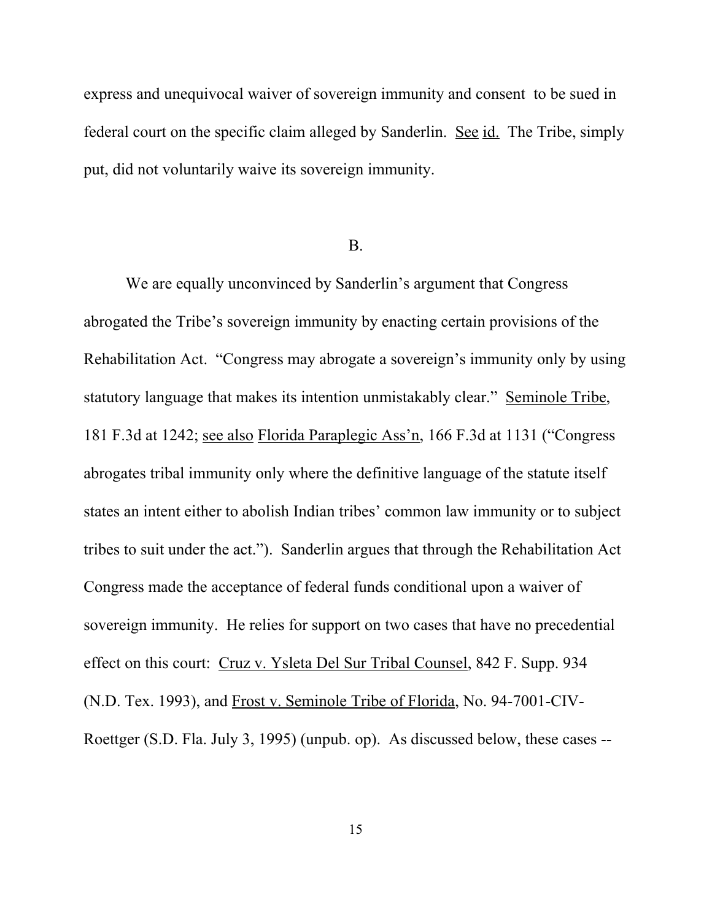express and unequivocal waiver of sovereign immunity and consent to be sued in federal court on the specific claim alleged by Sanderlin. See id. The Tribe, simply put, did not voluntarily waive its sovereign immunity.

B.

We are equally unconvinced by Sanderlin's argument that Congress abrogated the Tribe's sovereign immunity by enacting certain provisions of the Rehabilitation Act. "Congress may abrogate a sovereign's immunity only by using statutory language that makes its intention unmistakably clear." Seminole Tribe, 181 F.3d at 1242; see also Florida Paraplegic Ass'n, 166 F.3d at 1131 ("Congress abrogates tribal immunity only where the definitive language of the statute itself states an intent either to abolish Indian tribes' common law immunity or to subject tribes to suit under the act."). Sanderlin argues that through the Rehabilitation Act Congress made the acceptance of federal funds conditional upon a waiver of sovereign immunity. He relies for support on two cases that have no precedential effect on this court: Cruz v. Ysleta Del Sur Tribal Counsel, 842 F. Supp. 934 (N.D. Tex. 1993), and Frost v. Seminole Tribe of Florida, No. 94-7001-CIV-Roettger (S.D. Fla. July 3, 1995) (unpub. op). As discussed below, these cases --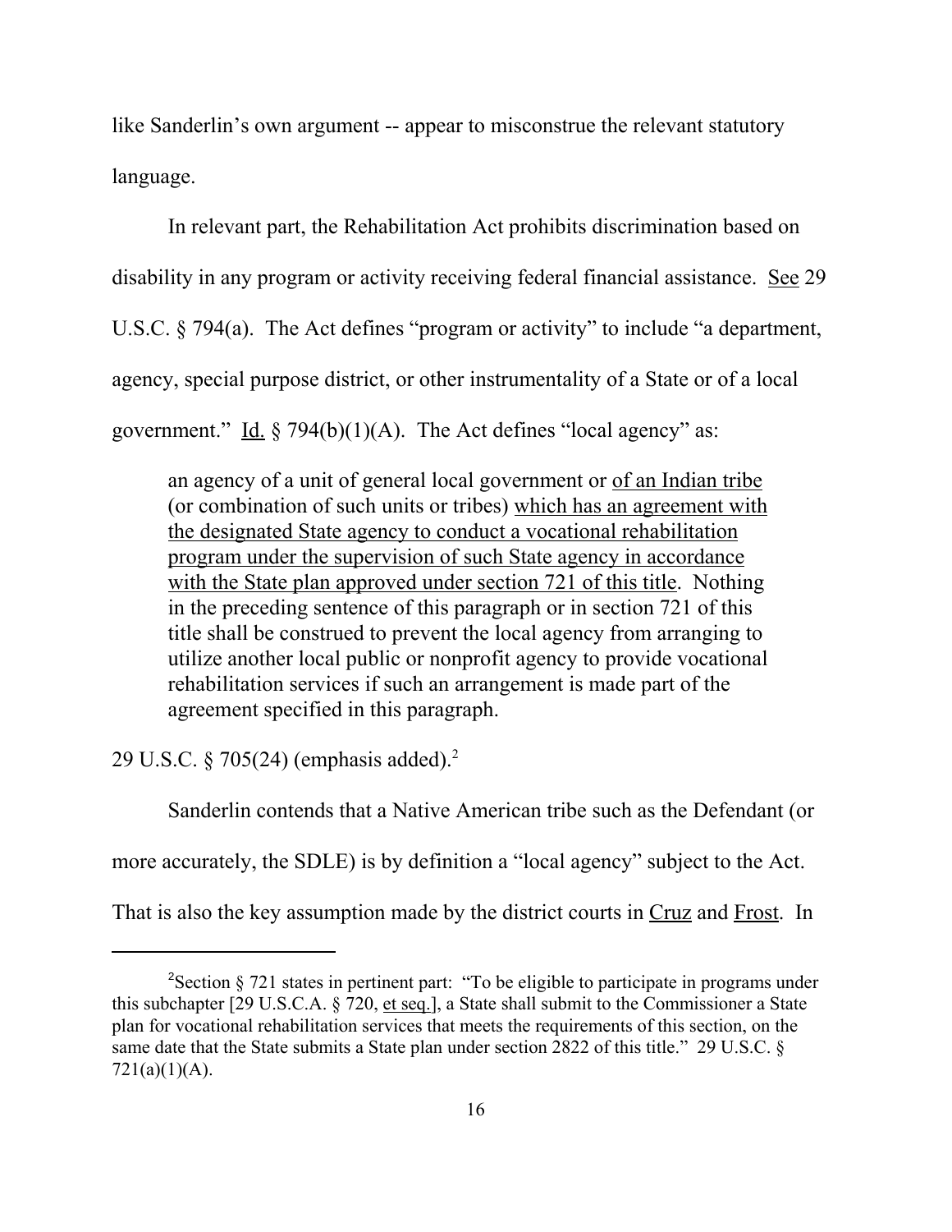like Sanderlin's own argument -- appear to misconstrue the relevant statutory language.

In relevant part, the Rehabilitation Act prohibits discrimination based on disability in any program or activity receiving federal financial assistance. See 29 U.S.C. § 794(a). The Act defines "program or activity" to include "a department, agency, special purpose district, or other instrumentality of a State or of a local government." Id. § 794(b)(1)(A). The Act defines "local agency" as:

> an agency of a unit of general local government or of an Indian tribe (or combination of such units or tribes) which has an agreement with the designated State agency to conduct a vocational rehabilitation program under the supervision of such State agency in accordance with the State plan approved under section 721 of this title. Nothing in the preceding sentence of this paragraph or in section 721 of this title shall be construed to prevent the local agency from arranging to utilize another local public or nonprofit agency to provide vocational rehabilitation services if such an arrangement is made part of the agreement specified in this paragraph.

29 U.S.C. § 705(24) (emphasis added).[2]

Sanderlin contends that a Native American tribe such as the Defendant (or more accurately, the SDLE) is by definition a "local agency" subject to the Act. That is also the key assumption made by the district courts in Cruz and Frost. In

---

[2] Section § 721 states in pertinent part: "To be eligible to participate in programs under this subchapter [29 U.S.C.A. § 720, et seq.], a State shall submit to the Commissioner a State plan for vocational rehabilitation services that meets the requirements of this section, on the same date that the State submits a State plan under section 2822 of this title." 29 U.S.C. § 721(a)(1)(A).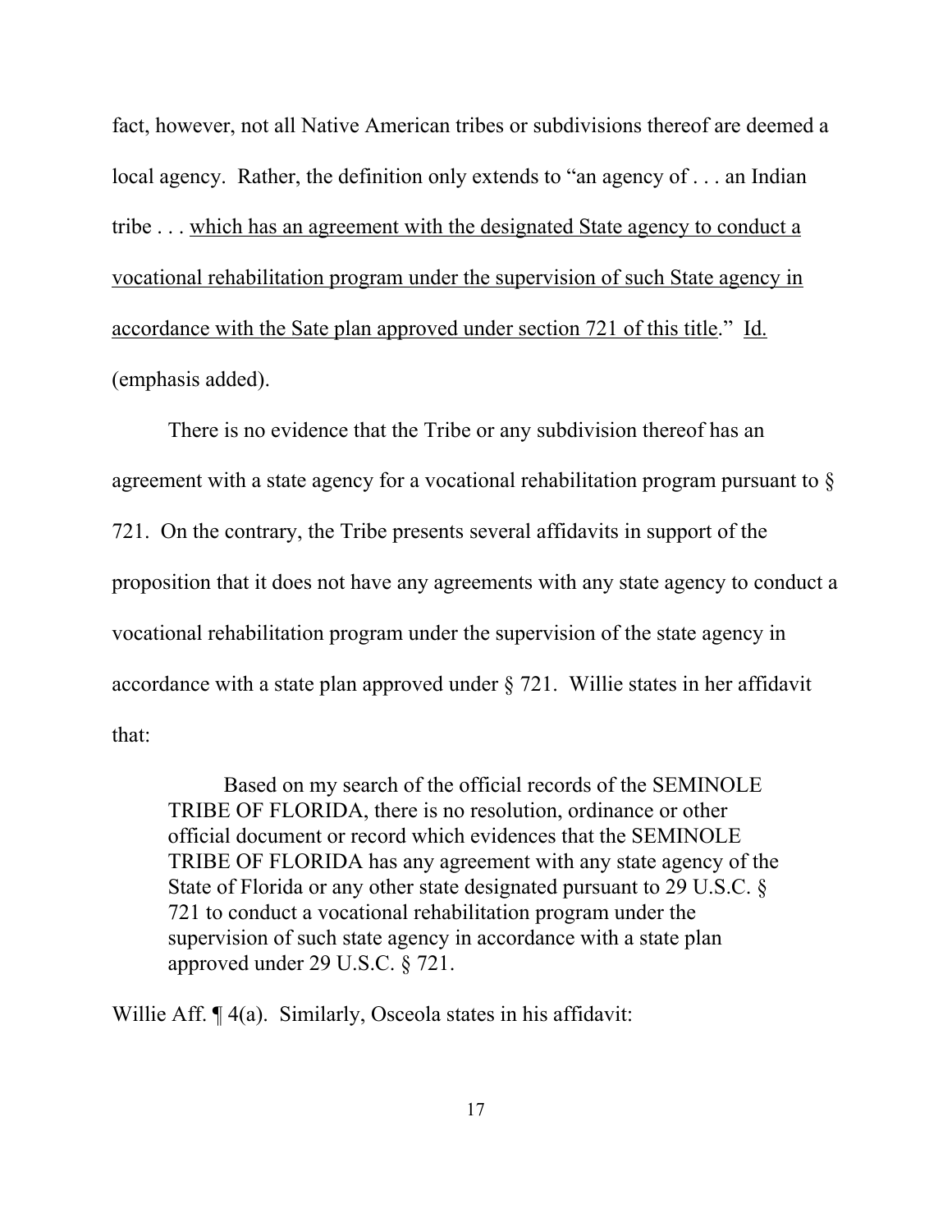fact, however, not all Native American tribes or subdivisions thereof are deemed a local agency. Rather, the definition only extends to "an agency of . . . an Indian tribe . . . which has an agreement with the designated State agency to conduct a vocational rehabilitation program under the supervision of such State agency in accordance with the Sate plan approved under section 721 of this title." Id. (emphasis added).

There is no evidence that the Tribe or any subdivision thereof has an agreement with a state agency for a vocational rehabilitation program pursuant to § 721. On the contrary, the Tribe presents several affidavits in support of the proposition that it does not have any agreements with any state agency to conduct a vocational rehabilitation program under the supervision of the state agency in accordance with a state plan approved under § 721. Willie states in her affidavit that:

> Based on my search of the official records of the SEMINOLE TRIBE OF FLORIDA, there is no resolution, ordinance or other official document or record which evidences that the SEMINOLE TRIBE OF FLORIDA has any agreement with any state agency of the State of Florida or any other state designated pursuant to 29 U.S.C. § 721 to conduct a vocational rehabilitation program under the supervision of such state agency in accordance with a state plan approved under 29 U.S.C. § 721.

Willie Aff. ¶ 4(a). Similarly, Osceola states in his affidavit: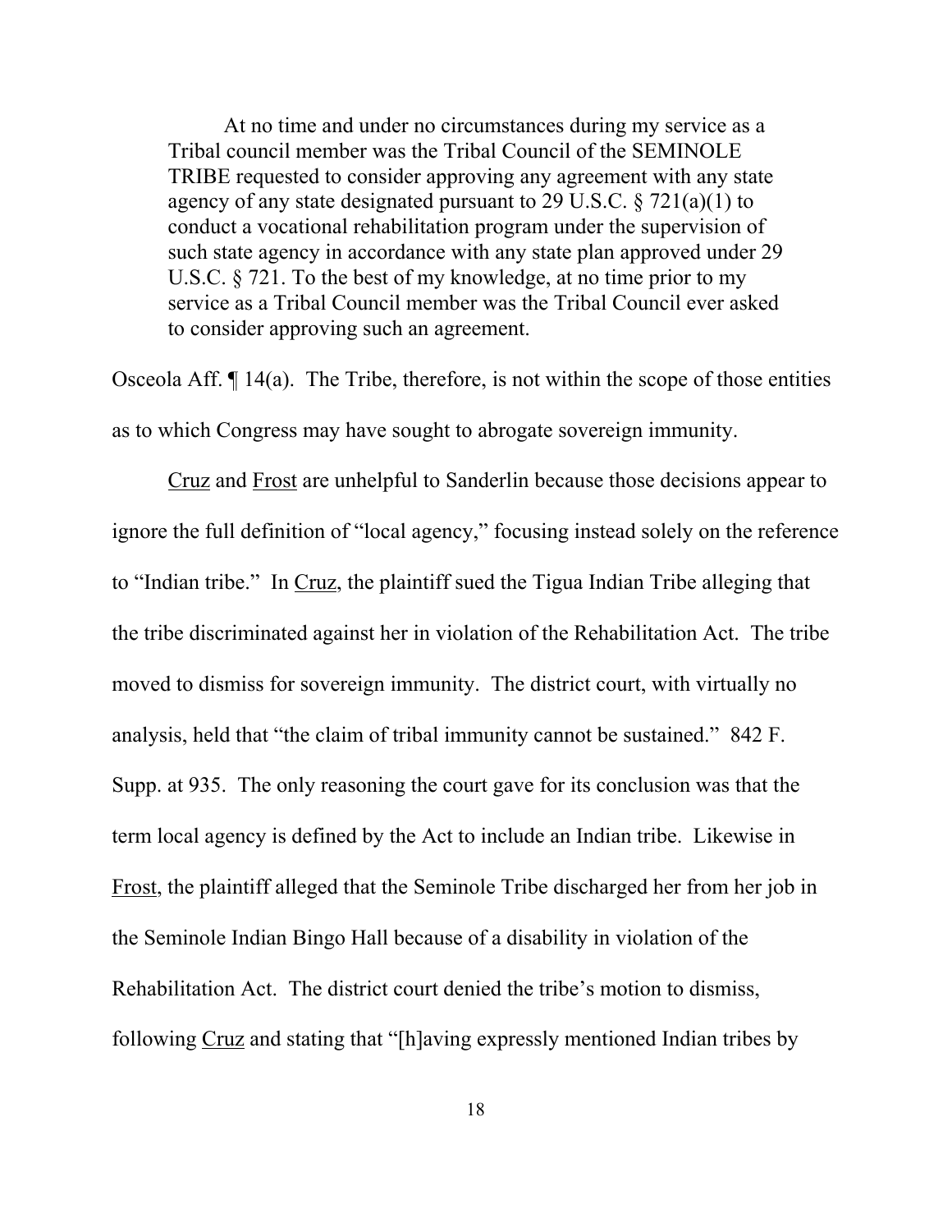> At no time and under no circumstances during my service as a Tribal council member was the Tribal Council of the SEMINOLE TRIBE requested to consider approving any agreement with any state agency of any state designated pursuant to 29 U.S.C. § 721(a)(1) to conduct a vocational rehabilitation program under the supervision of such state agency in accordance with any state plan approved under 29 U.S.C. § 721. To the best of my knowledge, at no time prior to my service as a Tribal Council member was the Tribal Council ever asked to consider approving such an agreement.

Osceola Aff. ¶ 14(a). The Tribe, therefore, is not within the scope of those entities as to which Congress may have sought to abrogate sovereign immunity.

Cruz and Frost are unhelpful to Sanderlin because those decisions appear to ignore the full definition of "local agency," focusing instead solely on the reference to "Indian tribe." In Cruz, the plaintiff sued the Tigua Indian Tribe alleging that the tribe discriminated against her in violation of the Rehabilitation Act. The tribe moved to dismiss for sovereign immunity. The district court, with virtually no analysis, held that "the claim of tribal immunity cannot be sustained." 842 F. Supp. at 935. The only reasoning the court gave for its conclusion was that the term local agency is defined by the Act to include an Indian tribe. Likewise in Frost, the plaintiff alleged that the Seminole Tribe discharged her from her job in the Seminole Indian Bingo Hall because of a disability in violation of the Rehabilitation Act. The district court denied the tribe's motion to dismiss, following Cruz and stating that "[h]aving expressly mentioned Indian tribes by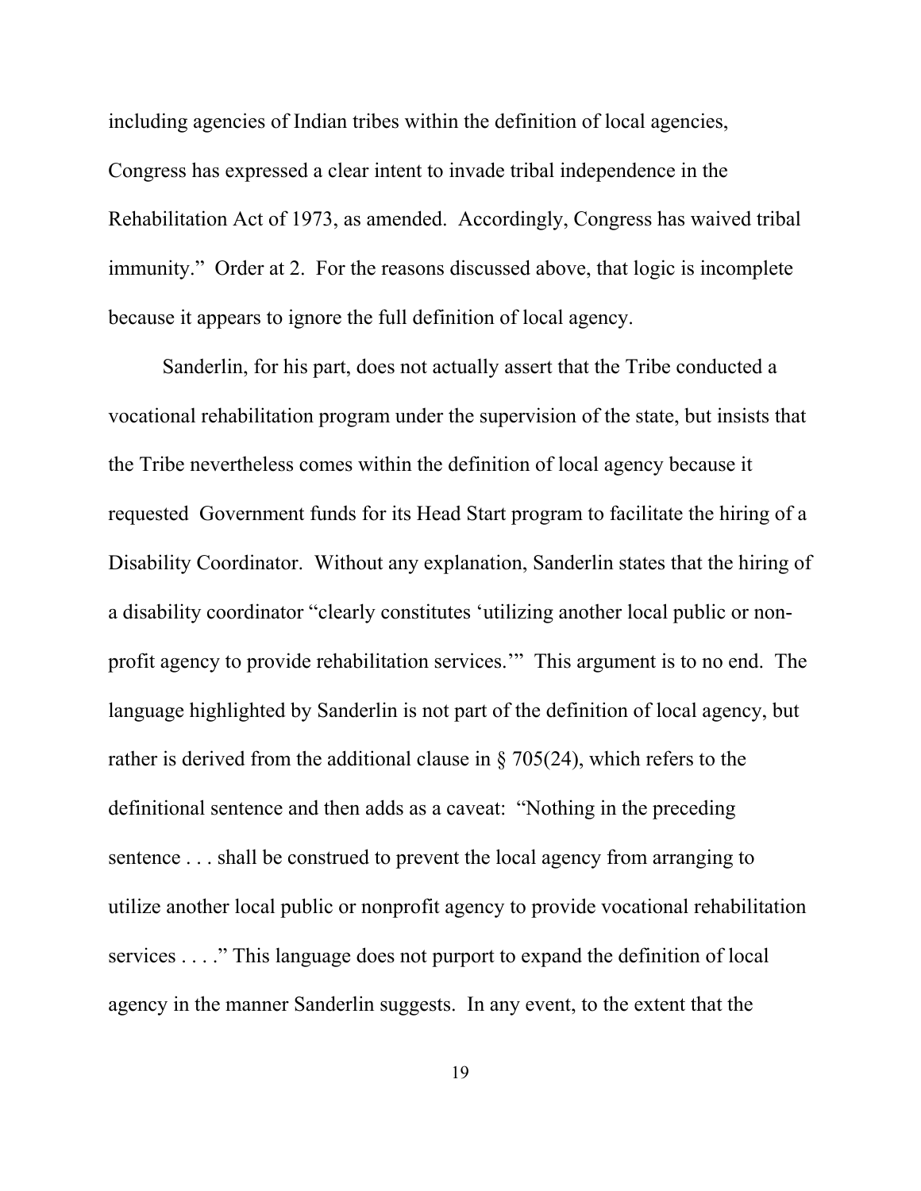including agencies of Indian tribes within the definition of local agencies, Congress has expressed a clear intent to invade tribal independence in the Rehabilitation Act of 1973, as amended. Accordingly, Congress has waived tribal immunity." Order at 2. For the reasons discussed above, that logic is incomplete because it appears to ignore the full definition of local agency.

Sanderlin, for his part, does not actually assert that the Tribe conducted a vocational rehabilitation program under the supervision of the state, but insists that the Tribe nevertheless comes within the definition of local agency because it requested Government funds for its Head Start program to facilitate the hiring of a Disability Coordinator. Without any explanation, Sanderlin states that the hiring of a disability coordinator "clearly constitutes 'utilizing another local public or non-profit agency to provide rehabilitation services.'" This argument is to no end. The language highlighted by Sanderlin is not part of the definition of local agency, but rather is derived from the additional clause in § 705(24), which refers to the definitional sentence and then adds as a caveat: "Nothing in the preceding sentence . . . shall be construed to prevent the local agency from arranging to utilize another local public or nonprofit agency to provide vocational rehabilitation services . . . ." This language does not purport to expand the definition of local agency in the manner Sanderlin suggests. In any event, to the extent that the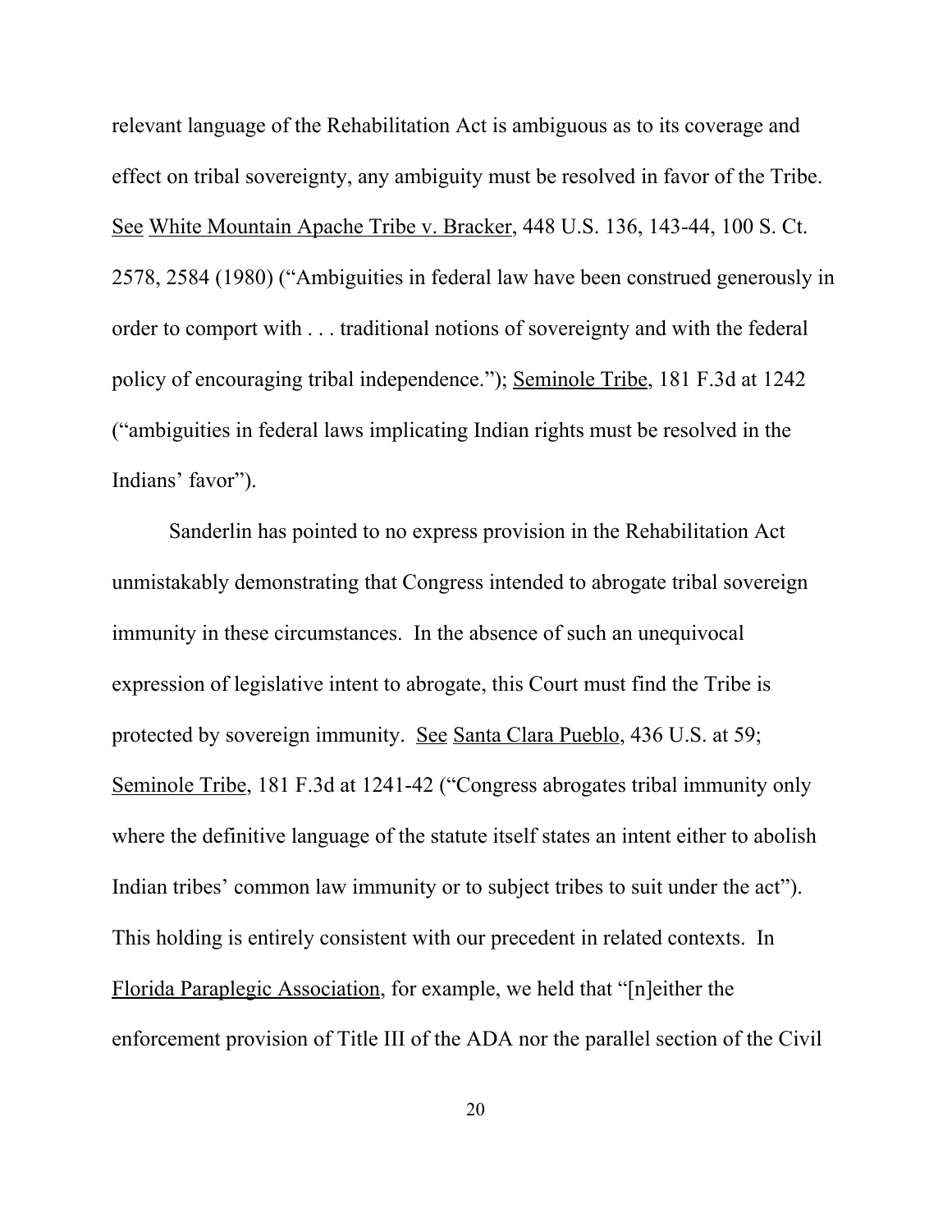relevant language of the Rehabilitation Act is ambiguous as to its coverage and effect on tribal sovereignty, any ambiguity must be resolved in favor of the Tribe. See White Mountain Apache Tribe v. Bracker, 448 U.S. 136, 143-44, 100 S. Ct. 2578, 2584 (1980) ("Ambiguities in federal law have been construed generously in order to comport with . . . traditional notions of sovereignty and with the federal policy of encouraging tribal independence."); Seminole Tribe, 181 F.3d at 1242 ("ambiguities in federal laws implicating Indian rights must be resolved in the Indians' favor").

Sanderlin has pointed to no express provision in the Rehabilitation Act unmistakably demonstrating that Congress intended to abrogate tribal sovereign immunity in these circumstances. In the absence of such an unequivocal expression of legislative intent to abrogate, this Court must find the Tribe is protected by sovereign immunity. See Santa Clara Pueblo, 436 U.S. at 59; Seminole Tribe, 181 F.3d at 1241-42 ("Congress abrogates tribal immunity only where the definitive language of the statute itself states an intent either to abolish Indian tribes' common law immunity or to subject tribes to suit under the act"). This holding is entirely consistent with our precedent in related contexts. In Florida Paraplegic Association, for example, we held that "[n]either the enforcement provision of Title III of the ADA nor the parallel section of the Civil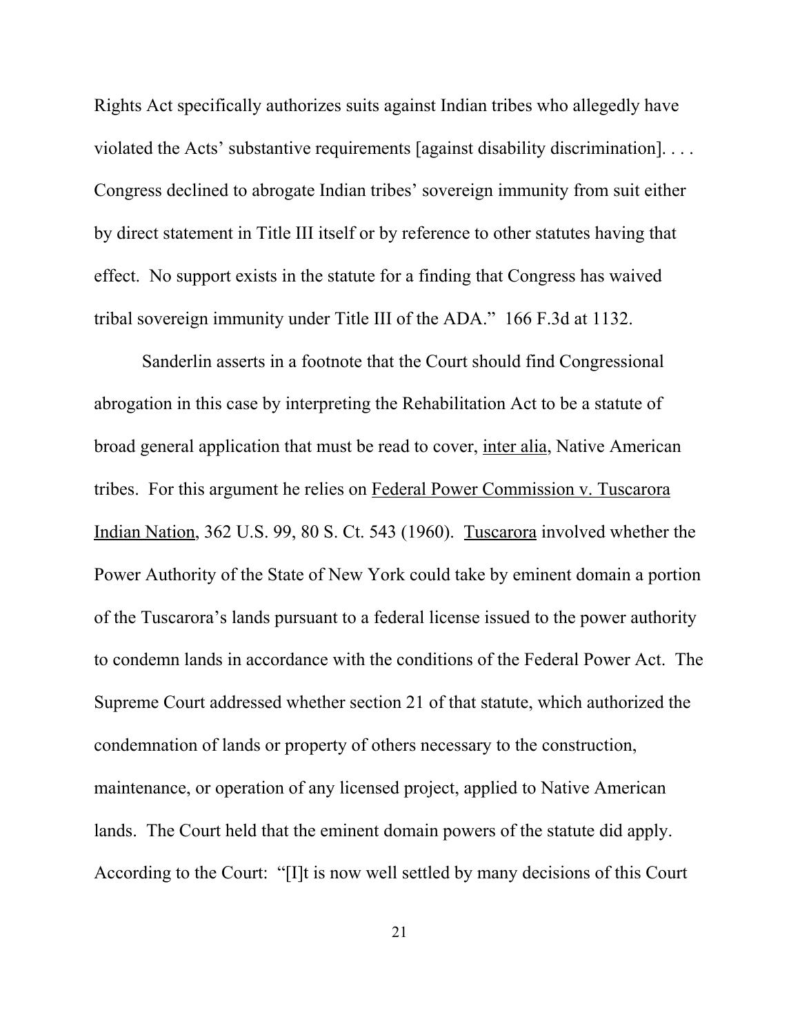Rights Act specifically authorizes suits against Indian tribes who allegedly have violated the Acts' substantive requirements [against disability discrimination]. . . . Congress declined to abrogate Indian tribes' sovereign immunity from suit either by direct statement in Title III itself or by reference to other statutes having that effect. No support exists in the statute for a finding that Congress has waived tribal sovereign immunity under Title III of the ADA." 166 F.3d at 1132.

Sanderlin asserts in a footnote that the Court should find Congressional abrogation in this case by interpreting the Rehabilitation Act to be a statute of broad general application that must be read to cover, inter alia, Native American tribes. For this argument he relies on Federal Power Commission v. Tuscarora Indian Nation, 362 U.S. 99, 80 S. Ct. 543 (1960). Tuscarora involved whether the Power Authority of the State of New York could take by eminent domain a portion of the Tuscarora's lands pursuant to a federal license issued to the power authority to condemn lands in accordance with the conditions of the Federal Power Act. The Supreme Court addressed whether section 21 of that statute, which authorized the condemnation of lands or property of others necessary to the construction, maintenance, or operation of any licensed project, applied to Native American lands. The Court held that the eminent domain powers of the statute did apply. According to the Court: "[I]t is now well settled by many decisions of this Court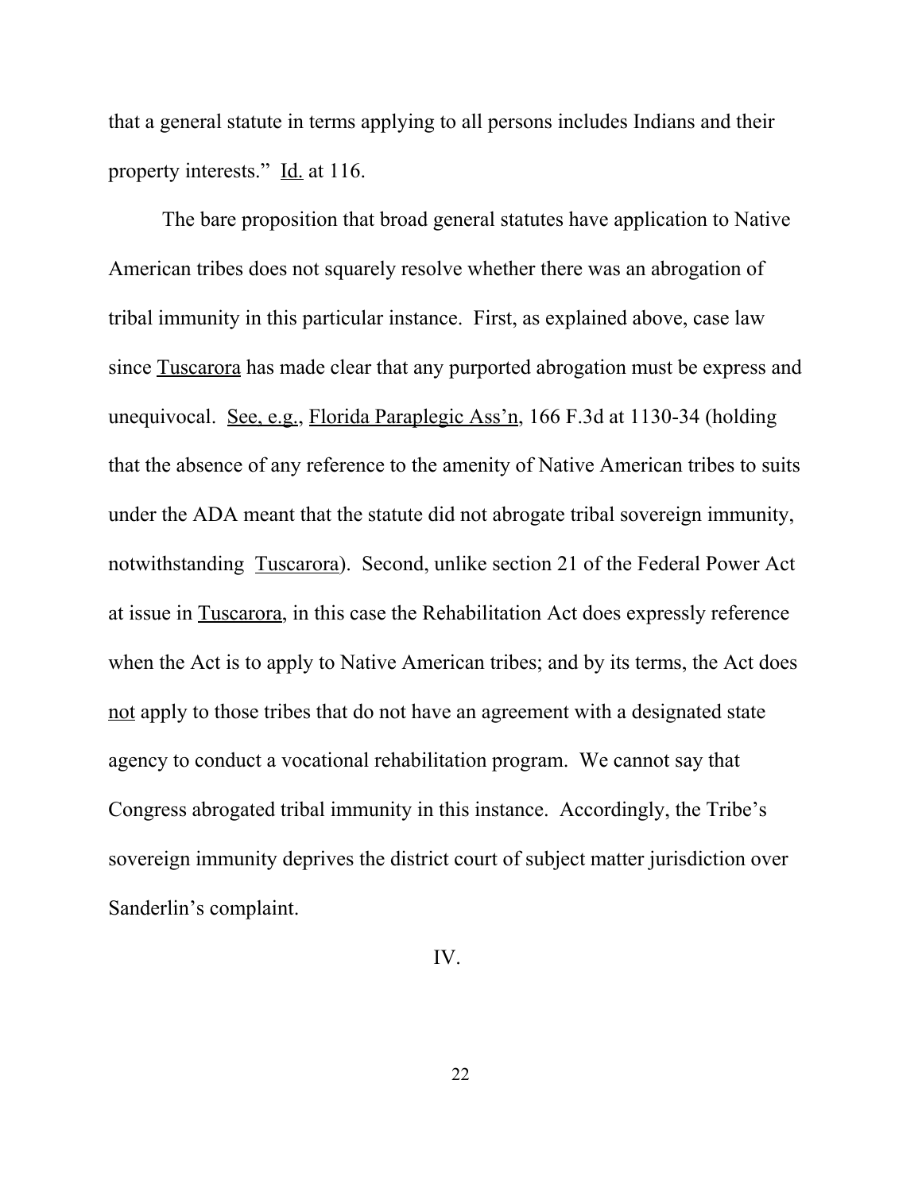that a general statute in terms applying to all persons includes Indians and their property interests." Id. at 116.

The bare proposition that broad general statutes have application to Native American tribes does not squarely resolve whether there was an abrogation of tribal immunity in this particular instance. First, as explained above, case law since Tuscarora has made clear that any purported abrogation must be express and unequivocal. See, e.g., Florida Paraplegic Ass'n, 166 F.3d at 1130-34 (holding that the absence of any reference to the amenity of Native American tribes to suits under the ADA meant that the statute did not abrogate tribal sovereign immunity, notwithstanding Tuscarora). Second, unlike section 21 of the Federal Power Act at issue in Tuscarora, in this case the Rehabilitation Act does expressly reference when the Act is to apply to Native American tribes; and by its terms, the Act does not apply to those tribes that do not have an agreement with a designated state agency to conduct a vocational rehabilitation program. We cannot say that Congress abrogated tribal immunity in this instance. Accordingly, the Tribe's sovereign immunity deprives the district court of subject matter jurisdiction over Sanderlin's complaint.

## IV.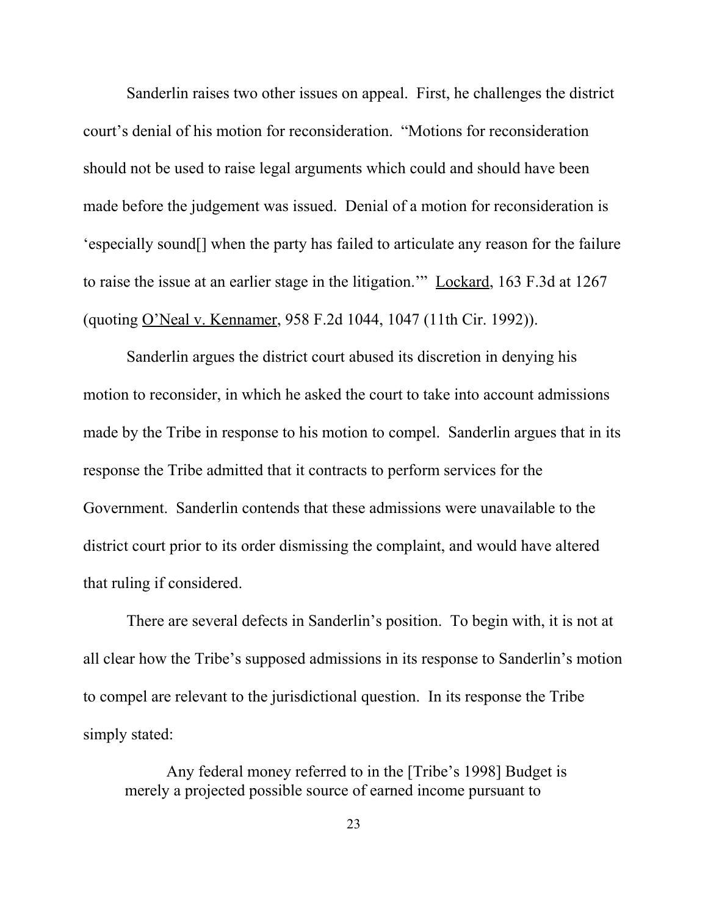Sanderlin raises two other issues on appeal. First, he challenges the district court's denial of his motion for reconsideration. "Motions for reconsideration should not be used to raise legal arguments which could and should have been made before the judgement was issued. Denial of a motion for reconsideration is 'especially sound[] when the party has failed to articulate any reason for the failure to raise the issue at an earlier stage in the litigation.'" Lockard, 163 F.3d at 1267 (quoting O'Neal v. Kennamer, 958 F.2d 1044, 1047 (11th Cir. 1992)).

Sanderlin argues the district court abused its discretion in denying his motion to reconsider, in which he asked the court to take into account admissions made by the Tribe in response to his motion to compel. Sanderlin argues that in its response the Tribe admitted that it contracts to perform services for the Government. Sanderlin contends that these admissions were unavailable to the district court prior to its order dismissing the complaint, and would have altered that ruling if considered.

There are several defects in Sanderlin's position. To begin with, it is not at all clear how the Tribe's supposed admissions in its response to Sanderlin's motion to compel are relevant to the jurisdictional question. In its response the Tribe simply stated:

> Any federal money referred to in the [Tribe's 1998] Budget is merely a projected possible source of earned income pursuant to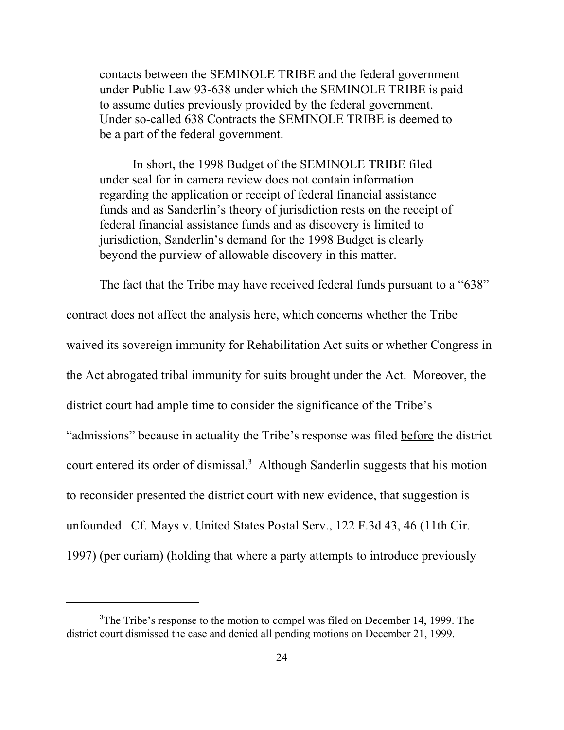> contacts between the SEMINOLE TRIBE and the federal government under Public Law 93-638 under which the SEMINOLE TRIBE is paid to assume duties previously provided by the federal government. Under so-called 638 Contracts the SEMINOLE TRIBE is deemed to be a part of the federal government.
>
> In short, the 1998 Budget of the SEMINOLE TRIBE filed under seal for in camera review does not contain information regarding the application or receipt of federal financial assistance funds and as Sanderlin's theory of jurisdiction rests on the receipt of federal financial assistance funds and as discovery is limited to jurisdiction, Sanderlin's demand for the 1998 Budget is clearly beyond the purview of allowable discovery in this matter.

The fact that the Tribe may have received federal funds pursuant to a "638" contract does not affect the analysis here, which concerns whether the Tribe waived its sovereign immunity for Rehabilitation Act suits or whether Congress in the Act abrogated tribal immunity for suits brought under the Act. Moreover, the district court had ample time to consider the significance of the Tribe's "admissions" because in actuality the Tribe's response was filed before the district court entered its order of dismissal.[3] Although Sanderlin suggests that his motion to reconsider presented the district court with new evidence, that suggestion is unfounded. Cf. Mays v. United States Postal Serv., 122 F.3d 43, 46 (11th Cir. 1997) (per curiam) (holding that where a party attempts to introduce previously

---

[3] The Tribe's response to the motion to compel was filed on December 14, 1999. The district court dismissed the case and denied all pending motions on December 21, 1999.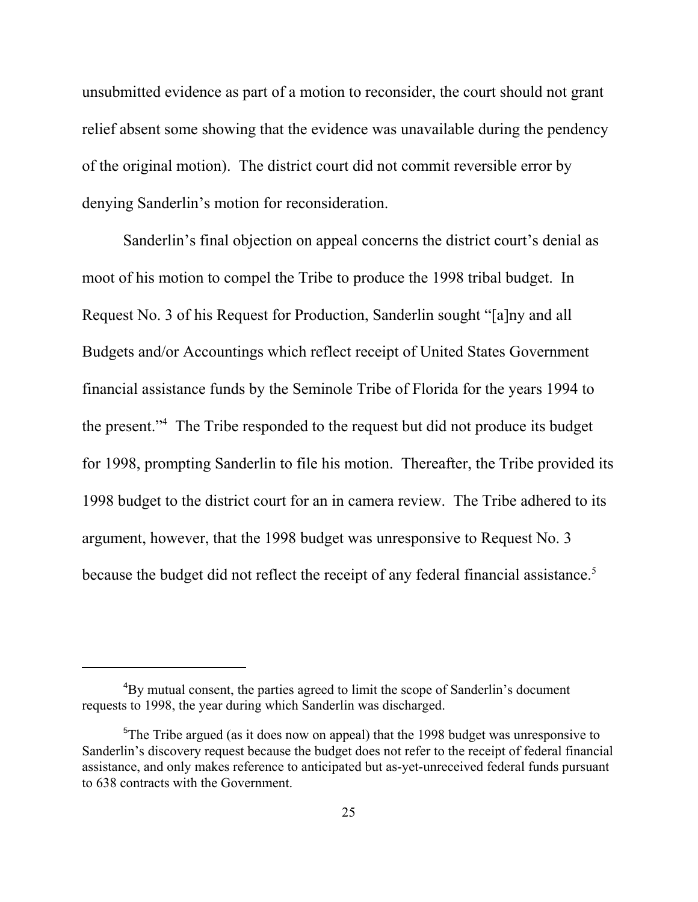unsubmitted evidence as part of a motion to reconsider, the court should not grant relief absent some showing that the evidence was unavailable during the pendency of the original motion). The district court did not commit reversible error by denying Sanderlin's motion for reconsideration.

Sanderlin's final objection on appeal concerns the district court's denial as moot of his motion to compel the Tribe to produce the 1998 tribal budget. In Request No. 3 of his Request for Production, Sanderlin sought "[a]ny and all Budgets and/or Accountings which reflect receipt of United States Government financial assistance funds by the Seminole Tribe of Florida for the years 1994 to the present."[4] The Tribe responded to the request but did not produce its budget for 1998, prompting Sanderlin to file his motion. Thereafter, the Tribe provided its 1998 budget to the district court for an in camera review. The Tribe adhered to its argument, however, that the 1998 budget was unresponsive to Request No. 3 because the budget did not reflect the receipt of any federal financial assistance.[5]

---

[4]By mutual consent, the parties agreed to limit the scope of Sanderlin's document requests to 1998, the year during which Sanderlin was discharged.

[5]The Tribe argued (as it does now on appeal) that the 1998 budget was unresponsive to Sanderlin's discovery request because the budget does not refer to the receipt of federal financial assistance, and only makes reference to anticipated but as-yet-unreceived federal funds pursuant to 638 contracts with the Government.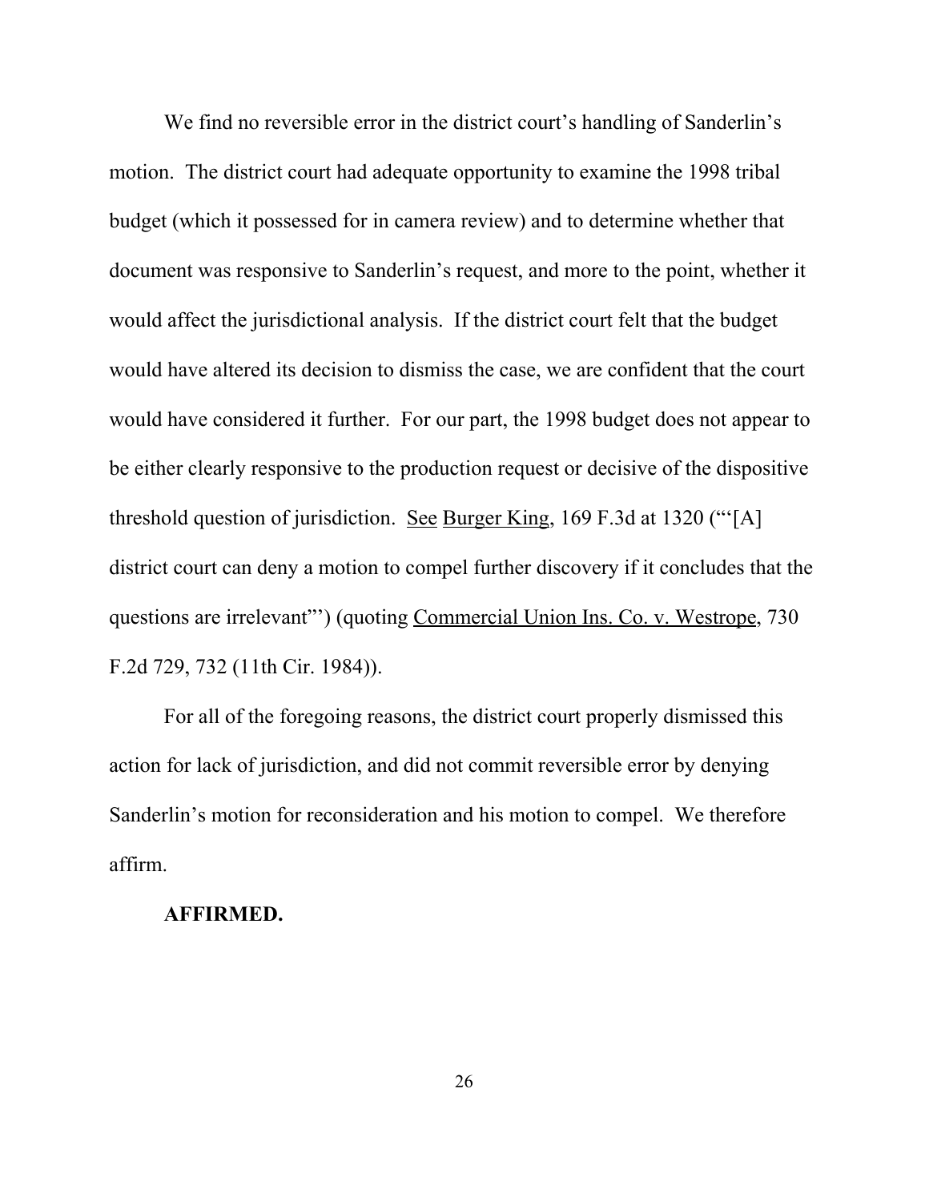We find no reversible error in the district court's handling of Sanderlin's motion. The district court had adequate opportunity to examine the 1998 tribal budget (which it possessed for in camera review) and to determine whether that document was responsive to Sanderlin's request, and more to the point, whether it would affect the jurisdictional analysis. If the district court felt that the budget would have altered its decision to dismiss the case, we are confident that the court would have considered it further. For our part, the 1998 budget does not appear to be either clearly responsive to the production request or decisive of the dispositive threshold question of jurisdiction. See Burger King, 169 F.3d at 1320 ("'[A] district court can deny a motion to compel further discovery if it concludes that the questions are irrelevant'") (quoting Commercial Union Ins. Co. v. Westrope, 730 F.2d 729, 732 (11th Cir. 1984)).

For all of the foregoing reasons, the district court properly dismissed this action for lack of jurisdiction, and did not commit reversible error by denying Sanderlin's motion for reconsideration and his motion to compel. We therefore affirm.

**AFFIRMED.**